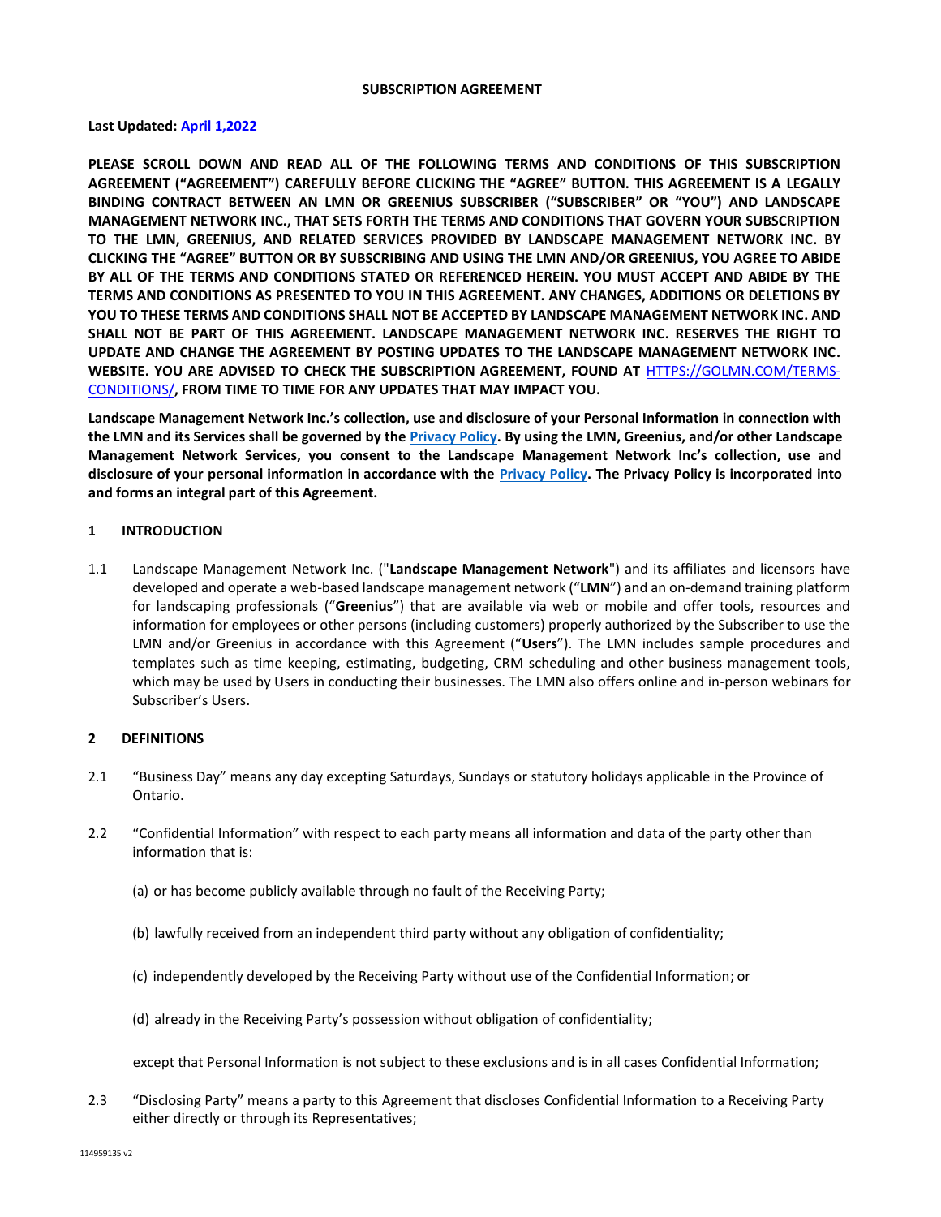# SUBSCRIPTION AGREEMENT

**Last Updated: April 1,2022**

**PLEASE SCROLL DOWN AND READ ALL OF THE FOLLOWING TERMS AND CONDITIONS OF THIS SUBSCRIPTION AGREEMENT ("AGREEMENT") CAREFULLY BEFORE CLICKING THE "AGREE" BUTTON. THIS AGREEMENT IS A LEGALLY BINDING CONTRACT BETWEEN AN LMN OR GREENIUS SUBSCRIBER ("SUBSCRIBER" OR "YOU") AND LANDSCAPE MANAGEMENT NETWORK INC., THAT SETS FORTH THE TERMS AND CONDITIONS THAT GOVERN YOUR SUBSCRIPTION TO THE LMN, GREENIUS, AND RELATED SERVICES PROVIDED BY LANDSCAPE MANAGEMENT NETWORK INC. BY CLICKING THE "AGREE" BUTTON OR BY SUBSCRIBING AND USING THE LMN AND/OR GREENIUS, YOU AGREE TO ABIDE BY ALL OF THE TERMS AND CONDITIONS STATED OR REFERENCED HEREIN. YOU MUST ACCEPT AND ABIDE BY THE TERMS AND CONDITIONS AS PRESENTED TO YOU IN THIS AGREEMENT. ANY CHANGES, ADDITIONS OR DELETIONS BY YOU TO THESE TERMS AND CONDITIONS SHALL NOT BE ACCEPTED BY LANDSCAPE MANAGEMENT NETWORK INC. AND SHALL NOT BE PART OF THIS AGREEMENT. LANDSCAPE MANAGEMENT NETWORK INC. RESERVES THE RIGHT TO UPDATE AND CHANGE THE AGREEMENT BY POSTING UPDATES TO THE LANDSCAPE MANAGEMENT NETWORK INC. WEBSITE. YOU ARE ADVISED TO CHECK THE SUBSCRIPTION AGREEMENT, FOUND AT HTTPS://GOLMN.COM/TERMS-CONDITIONS/, FROM TIME TO TIME FOR ANY UPDATES THAT MAY IMPACT YOU.**

**Landscape Management Network Inc.'s collection, use and disclosure of your Personal Information in connection with the LMN and its Services shall be governed by the Privacy Policy. By using the LMN, Greenius, and/or other Landscape Management Network Services, you consent to the Landscape Management Network Inc's collection, use and disclosure of your personal information in accordance with the Privacy Policy. The Privacy Policy is incorporated into and forms an integral part of this Agreement.**

## 1 INTRODUCTION

1.1 Landscape Management Network Inc. ("**Landscape Management Network**") and its affiliates and licensors have developed and operate a web-based landscape management network ("**LMN**") and an on-demand training platform for landscaping professionals ("**Greenius**") that are available via web or mobile and offer tools, resources and information for employees or other persons (including customers) properly authorized by the Subscriber to use the LMN and/or Greenius in accordance with this Agreement ("**Users**"). The LMN includes sample procedures and templates such as time keeping, estimating, budgeting, CRM scheduling and other business management tools, which may be used by Users in conducting their businesses. The LMN also offers online and in-person webinars for Subscriber's Users.

## 2 DEFINITIONS

2.1 "Business Day" means any day excepting Saturdays, Sundays or statutory holidays applicable in the Province of Ontario.

2.2 "Confidential Information" with respect to each party means all information and data of the party other than information that is:

(a) or has become publicly available through no fault of the Receiving Party;

(b) lawfully received from an independent third party without any obligation of confidentiality;

(c) independently developed by the Receiving Party without use of the Confidential Information; or

(d) already in the Receiving Party's possession without obligation of confidentiality;

except that Personal Information is not subject to these exclusions and is in all cases Confidential Information;

2.3 "Disclosing Party" means a party to this Agreement that discloses Confidential Information to a Receiving Party either directly or through its Representatives;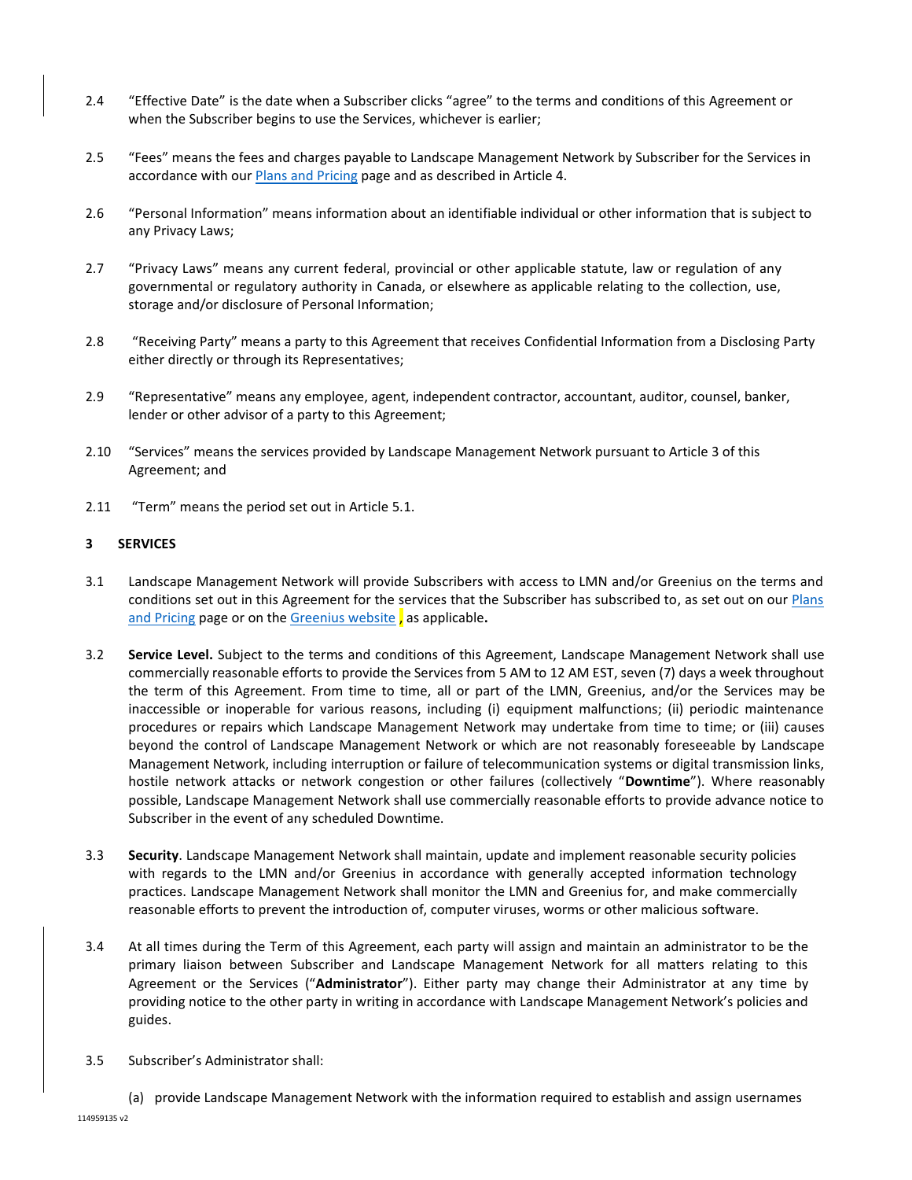2.4 “Effective Date” is the date when a Subscriber clicks “agree” to the terms and conditions of this Agreement or when the Subscriber begins to use the Services, whichever is earlier;

2.5 “Fees” means the fees and charges payable to Landscape Management Network by Subscriber for the Services in accordance with our [Plans and Pricing] page and as described in Article 4.

2.6 “Personal Information” means information about an identifiable individual or other information that is subject to any Privacy Laws;

2.7 “Privacy Laws” means any current federal, provincial or other applicable statute, law or regulation of any governmental or regulatory authority in Canada, or elsewhere as applicable relating to the collection, use, storage and/or disclosure of Personal Information;

2.8 “Receiving Party” means a party to this Agreement that receives Confidential Information from a Disclosing Party either directly or through its Representatives;

2.9 “Representative” means any employee, agent, independent contractor, accountant, auditor, counsel, banker, lender or other advisor of a party to this Agreement;

2.10 “Services” means the services provided by Landscape Management Network pursuant to Article 3 of this Agreement; and

2.11 “Term” means the period set out in Article 5.1.

## 3 SERVICES

3.1 Landscape Management Network will provide Subscribers with access to LMN and/or Greenius on the terms and conditions set out in this Agreement for the services that the Subscriber has subscribed to, as set out on our [Plans and Pricing] page or on the [Greenius website] , as applicable.

3.2 **Service Level.** Subject to the terms and conditions of this Agreement, Landscape Management Network shall use commercially reasonable efforts to provide the Services from 5 AM to 12 AM EST, seven (7) days a week throughout the term of this Agreement. From time to time, all or part of the LMN, Greenius, and/or the Services may be inaccessible or inoperable for various reasons, including (i) equipment malfunctions; (ii) periodic maintenance procedures or repairs which Landscape Management Network may undertake from time to time; or (iii) causes beyond the control of Landscape Management Network or which are not reasonably foreseeable by Landscape Management Network, including interruption or failure of telecommunication systems or digital transmission links, hostile network attacks or network congestion or other failures (collectively “**Downtime**”). Where reasonably possible, Landscape Management Network shall use commercially reasonable efforts to provide advance notice to Subscriber in the event of any scheduled Downtime.

3.3 **Security**. Landscape Management Network shall maintain, update and implement reasonable security policies with regards to the LMN and/or Greenius in accordance with generally accepted information technology practices. Landscape Management Network shall monitor the LMN and Greenius for, and make commercially reasonable efforts to prevent the introduction of, computer viruses, worms or other malicious software.

3.4 At all times during the Term of this Agreement, each party will assign and maintain an administrator to be the primary liaison between Subscriber and Landscape Management Network for all matters relating to this Agreement or the Services (“**Administrator**”). Either party may change their Administrator at any time by providing notice to the other party in writing in accordance with Landscape Management Network’s policies and guides.

3.5 Subscriber’s Administrator shall:

(a) provide Landscape Management Network with the information required to establish and assign usernames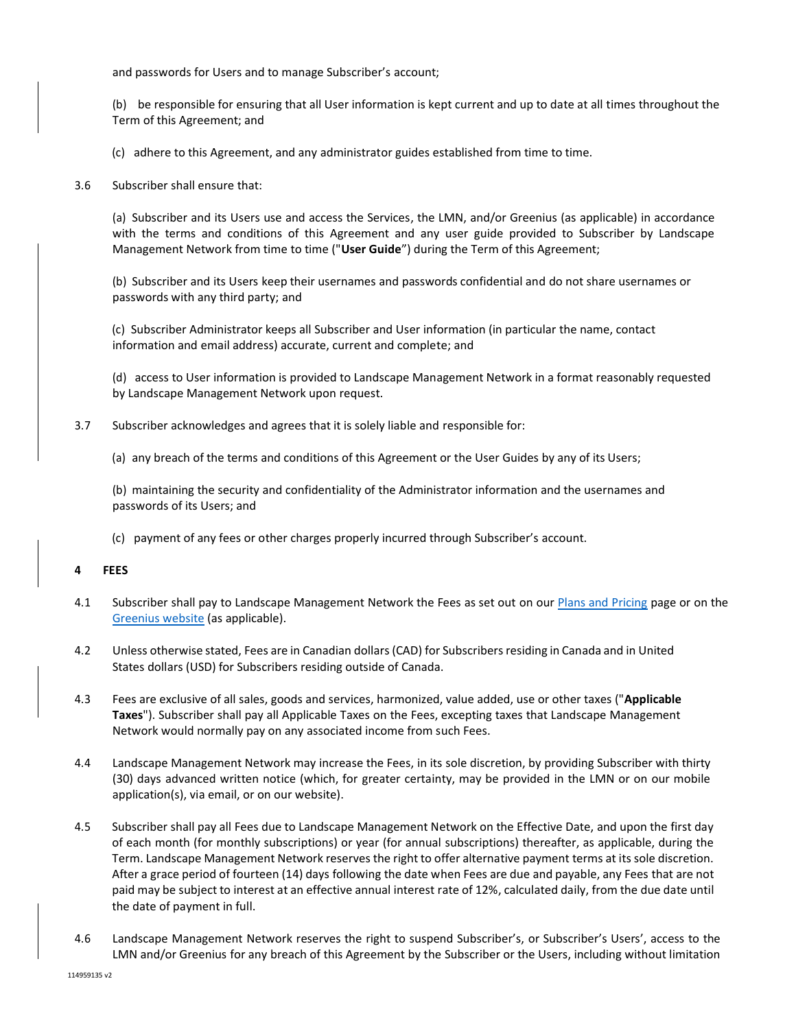and passwords for Users and to manage Subscriber's account;

(b) be responsible for ensuring that all User information is kept current and up to date at all times throughout the Term of this Agreement; and

(c) adhere to this Agreement, and any administrator guides established from time to time.

3.6 Subscriber shall ensure that:

(a) Subscriber and its Users use and access the Services, the LMN, and/or Greenius (as applicable) in accordance with the terms and conditions of this Agreement and any user guide provided to Subscriber by Landscape Management Network from time to time ("**User Guide**") during the Term of this Agreement;

(b) Subscriber and its Users keep their usernames and passwords confidential and do not share usernames or passwords with any third party; and

(c) Subscriber Administrator keeps all Subscriber and User information (in particular the name, contact information and email address) accurate, current and complete; and

(d) access to User information is provided to Landscape Management Network in a format reasonably requested by Landscape Management Network upon request.

3.7 Subscriber acknowledges and agrees that it is solely liable and responsible for:

(a) any breach of the terms and conditions of this Agreement or the User Guides by any of its Users;

(b) maintaining the security and confidentiality of the Administrator information and the usernames and passwords of its Users; and

(c) payment of any fees or other charges properly incurred through Subscriber's account.

## 4 FEES

4.1 Subscriber shall pay to Landscape Management Network the Fees as set out on our Plans and Pricing page or on the Greenius website (as applicable).

4.2 Unless otherwise stated, Fees are in Canadian dollars (CAD) for Subscribers residing in Canada and in United States dollars (USD) for Subscribers residing outside of Canada.

4.3 Fees are exclusive of all sales, goods and services, harmonized, value added, use or other taxes ("**Applicable Taxes**"). Subscriber shall pay all Applicable Taxes on the Fees, excepting taxes that Landscape Management Network would normally pay on any associated income from such Fees.

4.4 Landscape Management Network may increase the Fees, in its sole discretion, by providing Subscriber with thirty (30) days advanced written notice (which, for greater certainty, may be provided in the LMN or on our mobile application(s), via email, or on our website).

4.5 Subscriber shall pay all Fees due to Landscape Management Network on the Effective Date, and upon the first day of each month (for monthly subscriptions) or year (for annual subscriptions) thereafter, as applicable, during the Term. Landscape Management Network reserves the right to offer alternative payment terms at its sole discretion. After a grace period of fourteen (14) days following the date when Fees are due and payable, any Fees that are not paid may be subject to interest at an effective annual interest rate of 12%, calculated daily, from the due date until the date of payment in full.

4.6 Landscape Management Network reserves the right to suspend Subscriber's, or Subscriber's Users', access to the LMN and/or Greenius for any breach of this Agreement by the Subscriber or the Users, including without limitation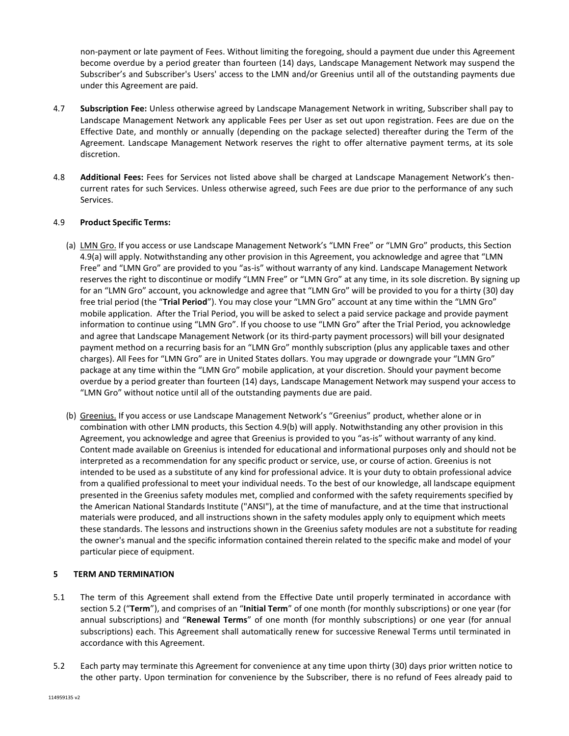non-payment or late payment of Fees. Without limiting the foregoing, should a payment due under this Agreement become overdue by a period greater than fourteen (14) days, Landscape Management Network may suspend the Subscriber's and Subscriber's Users' access to the LMN and/or Greenius until all of the outstanding payments due under this Agreement are paid.

4.7 **Subscription Fee:** Unless otherwise agreed by Landscape Management Network in writing, Subscriber shall pay to Landscape Management Network any applicable Fees per User as set out upon registration. Fees are due on the Effective Date, and monthly or annually (depending on the package selected) thereafter during the Term of the Agreement. Landscape Management Network reserves the right to offer alternative payment terms, at its sole discretion.

4.8 **Additional Fees:** Fees for Services not listed above shall be charged at Landscape Management Network's then-current rates for such Services. Unless otherwise agreed, such Fees are due prior to the performance of any such Services.

4.9 **Product Specific Terms:**

(a) LMN Gro. If you access or use Landscape Management Network's "LMN Free" or "LMN Gro" products, this Section 4.9(a) will apply. Notwithstanding any other provision in this Agreement, you acknowledge and agree that "LMN Free" and "LMN Gro" are provided to you "as-is" without warranty of any kind. Landscape Management Network reserves the right to discontinue or modify "LMN Free" or "LMN Gro" at any time, in its sole discretion. By signing up for an "LMN Gro" account, you acknowledge and agree that "LMN Gro" will be provided to you for a thirty (30) day free trial period (the "**Trial Period**"). You may close your "LMN Gro" account at any time within the "LMN Gro" mobile application. After the Trial Period, you will be asked to select a paid service package and provide payment information to continue using "LMN Gro". If you choose to use "LMN Gro" after the Trial Period, you acknowledge and agree that Landscape Management Network (or its third-party payment processors) will bill your designated payment method on a recurring basis for an "LMN Gro" monthly subscription (plus any applicable taxes and other charges). All Fees for "LMN Gro" are in United States dollars. You may upgrade or downgrade your "LMN Gro" package at any time within the "LMN Gro" mobile application, at your discretion. Should your payment become overdue by a period greater than fourteen (14) days, Landscape Management Network may suspend your access to "LMN Gro" without notice until all of the outstanding payments due are paid.

(b) Greenius. If you access or use Landscape Management Network's "Greenius" product, whether alone or in combination with other LMN products, this Section 4.9(b) will apply. Notwithstanding any other provision in this Agreement, you acknowledge and agree that Greenius is provided to you "as-is" without warranty of any kind. Content made available on Greenius is intended for educational and informational purposes only and should not be interpreted as a recommendation for any specific product or service, use, or course of action. Greenius is not intended to be used as a substitute of any kind for professional advice. It is your duty to obtain professional advice from a qualified professional to meet your individual needs. To the best of our knowledge, all landscape equipment presented in the Greenius safety modules met, complied and conformed with the safety requirements specified by the American National Standards Institute ("ANSI"), at the time of manufacture, and at the time that instructional materials were produced, and all instructions shown in the safety modules apply only to equipment which meets these standards. The lessons and instructions shown in the Greenius safety modules are not a substitute for reading the owner's manual and the specific information contained therein related to the specific make and model of your particular piece of equipment.

## 5 TERM AND TERMINATION

5.1 The term of this Agreement shall extend from the Effective Date until properly terminated in accordance with section 5.2 ("**Term**"), and comprises of an "**Initial Term**" of one month (for monthly subscriptions) or one year (for annual subscriptions) and "**Renewal Terms**" of one month (for monthly subscriptions) or one year (for annual subscriptions) each. This Agreement shall automatically renew for successive Renewal Terms until terminated in accordance with this Agreement.

5.2 Each party may terminate this Agreement for convenience at any time upon thirty (30) days prior written notice to the other party. Upon termination for convenience by the Subscriber, there is no refund of Fees already paid to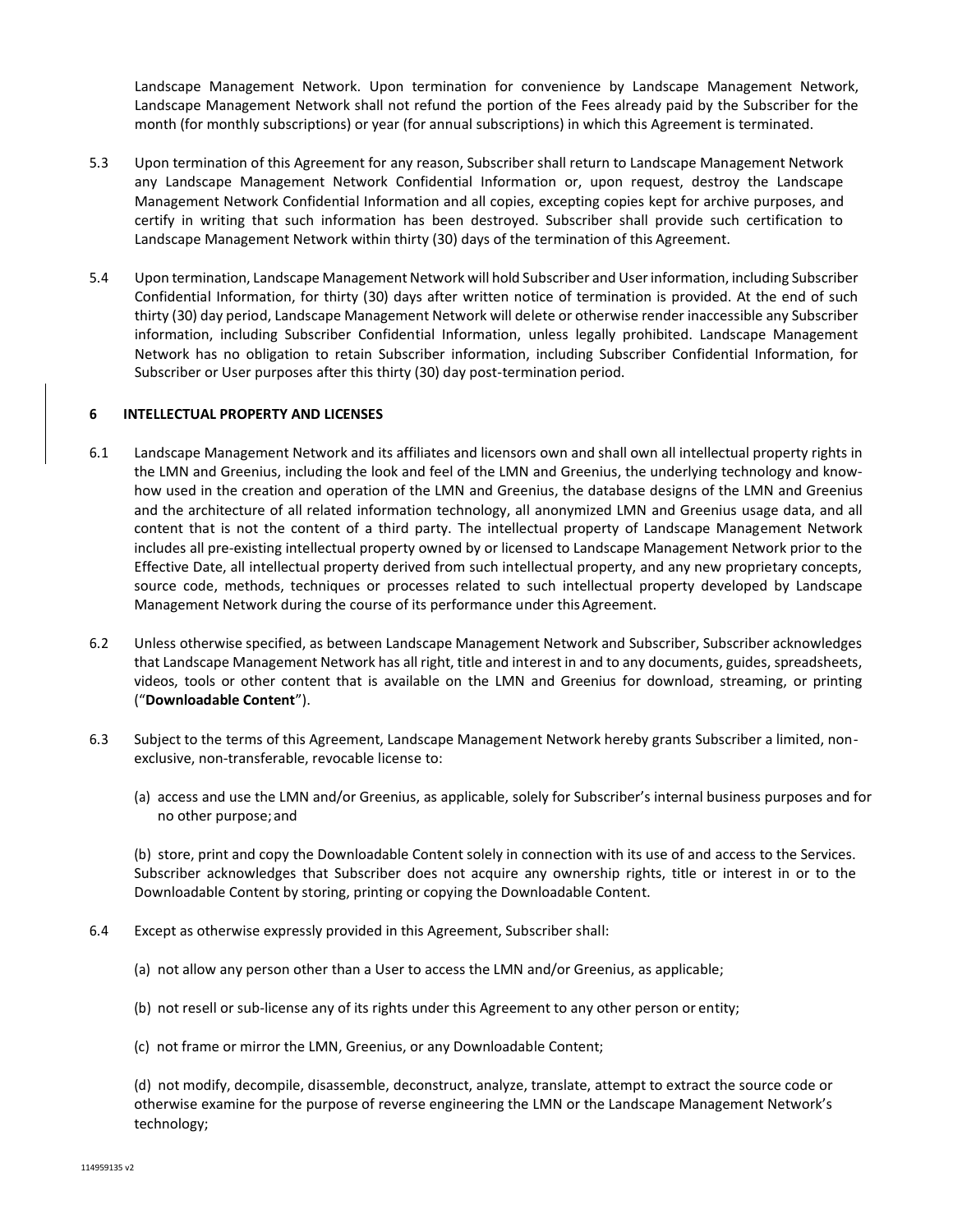Landscape Management Network. Upon termination for convenience by Landscape Management Network, Landscape Management Network shall not refund the portion of the Fees already paid by the Subscriber for the month (for monthly subscriptions) or year (for annual subscriptions) in which this Agreement is terminated.

5.3 Upon termination of this Agreement for any reason, Subscriber shall return to Landscape Management Network any Landscape Management Network Confidential Information or, upon request, destroy the Landscape Management Network Confidential Information and all copies, excepting copies kept for archive purposes, and certify in writing that such information has been destroyed. Subscriber shall provide such certification to Landscape Management Network within thirty (30) days of the termination of this Agreement.

5.4 Upon termination, Landscape Management Network will hold Subscriber and User information, including Subscriber Confidential Information, for thirty (30) days after written notice of termination is provided. At the end of such thirty (30) day period, Landscape Management Network will delete or otherwise render inaccessible any Subscriber information, including Subscriber Confidential Information, unless legally prohibited. Landscape Management Network has no obligation to retain Subscriber information, including Subscriber Confidential Information, for Subscriber or User purposes after this thirty (30) day post-termination period.

## 6 INTELLECTUAL PROPERTY AND LICENSES

6.1 Landscape Management Network and its affiliates and licensors own and shall own all intellectual property rights in the LMN and Greenius, including the look and feel of the LMN and Greenius, the underlying technology and know-how used in the creation and operation of the LMN and Greenius, the database designs of the LMN and Greenius and the architecture of all related information technology, all anonymized LMN and Greenius usage data, and all content that is not the content of a third party. The intellectual property of Landscape Management Network includes all pre-existing intellectual property owned by or licensed to Landscape Management Network prior to the Effective Date, all intellectual property derived from such intellectual property, and any new proprietary concepts, source code, methods, techniques or processes related to such intellectual property developed by Landscape Management Network during the course of its performance under this Agreement.

6.2 Unless otherwise specified, as between Landscape Management Network and Subscriber, Subscriber acknowledges that Landscape Management Network has all right, title and interest in and to any documents, guides, spreadsheets, videos, tools or other content that is available on the LMN and Greenius for download, streaming, or printing ("**Downloadable Content**").

6.3 Subject to the terms of this Agreement, Landscape Management Network hereby grants Subscriber a limited, non-exclusive, non-transferable, revocable license to:

(a) access and use the LMN and/or Greenius, as applicable, solely for Subscriber's internal business purposes and for no other purpose; and

(b) store, print and copy the Downloadable Content solely in connection with its use of and access to the Services. Subscriber acknowledges that Subscriber does not acquire any ownership rights, title or interest in or to the Downloadable Content by storing, printing or copying the Downloadable Content.

6.4 Except as otherwise expressly provided in this Agreement, Subscriber shall:

(a) not allow any person other than a User to access the LMN and/or Greenius, as applicable;

(b) not resell or sub-license any of its rights under this Agreement to any other person or entity;

(c) not frame or mirror the LMN, Greenius, or any Downloadable Content;

(d) not modify, decompile, disassemble, deconstruct, analyze, translate, attempt to extract the source code or otherwise examine for the purpose of reverse engineering the LMN or the Landscape Management Network's technology;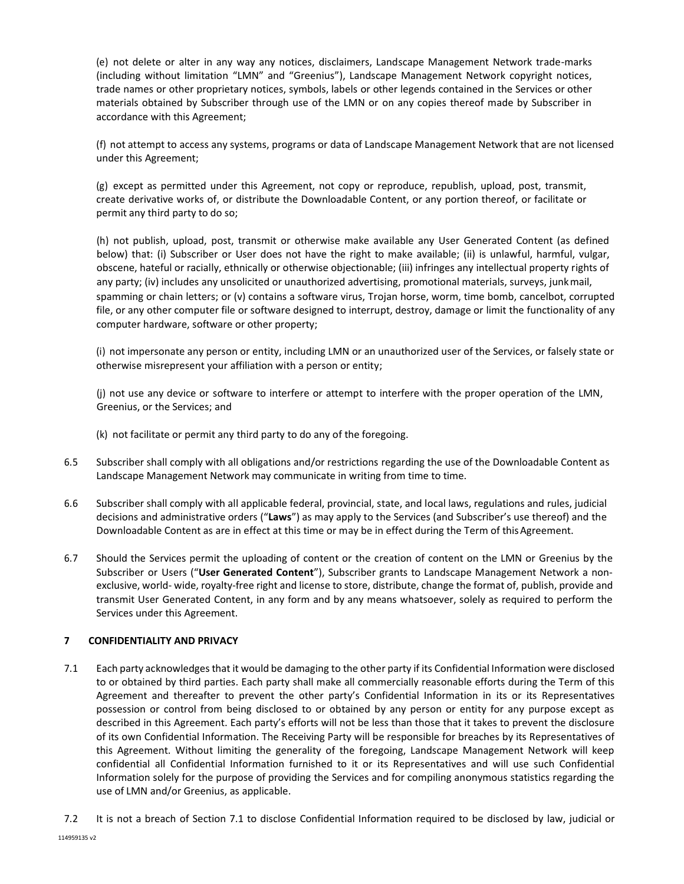(e) not delete or alter in any way any notices, disclaimers, Landscape Management Network trade-marks (including without limitation "LMN" and "Greenius"), Landscape Management Network copyright notices, trade names or other proprietary notices, symbols, labels or other legends contained in the Services or other materials obtained by Subscriber through use of the LMN or on any copies thereof made by Subscriber in accordance with this Agreement;

(f) not attempt to access any systems, programs or data of Landscape Management Network that are not licensed under this Agreement;

(g) except as permitted under this Agreement, not copy or reproduce, republish, upload, post, transmit, create derivative works of, or distribute the Downloadable Content, or any portion thereof, or facilitate or permit any third party to do so;

(h) not publish, upload, post, transmit or otherwise make available any User Generated Content (as defined below) that: (i) Subscriber or User does not have the right to make available; (ii) is unlawful, harmful, vulgar, obscene, hateful or racially, ethnically or otherwise objectionable; (iii) infringes any intellectual property rights of any party; (iv) includes any unsolicited or unauthorized advertising, promotional materials, surveys, junk mail, spamming or chain letters; or (v) contains a software virus, Trojan horse, worm, time bomb, cancelbot, corrupted file, or any other computer file or software designed to interrupt, destroy, damage or limit the functionality of any computer hardware, software or other property;

(i) not impersonate any person or entity, including LMN or an unauthorized user of the Services, or falsely state or otherwise misrepresent your affiliation with a person or entity;

(j) not use any device or software to interfere or attempt to interfere with the proper operation of the LMN, Greenius, or the Services; and

(k) not facilitate or permit any third party to do any of the foregoing.

6.5 Subscriber shall comply with all obligations and/or restrictions regarding the use of the Downloadable Content as Landscape Management Network may communicate in writing from time to time.

6.6 Subscriber shall comply with all applicable federal, provincial, state, and local laws, regulations and rules, judicial decisions and administrative orders ("**Laws**") as may apply to the Services (and Subscriber's use thereof) and the Downloadable Content as are in effect at this time or may be in effect during the Term of this Agreement.

6.7 Should the Services permit the uploading of content or the creation of content on the LMN or Greenius by the Subscriber or Users ("**User Generated Content**"), Subscriber grants to Landscape Management Network a non-exclusive, world- wide, royalty-free right and license to store, distribute, change the format of, publish, provide and transmit User Generated Content, in any form and by any means whatsoever, solely as required to perform the Services under this Agreement.

## 7 CONFIDENTIALITY AND PRIVACY

7.1 Each party acknowledges that it would be damaging to the other party if its Confidential Information were disclosed to or obtained by third parties. Each party shall make all commercially reasonable efforts during the Term of this Agreement and thereafter to prevent the other party's Confidential Information in its or its Representatives possession or control from being disclosed to or obtained by any person or entity for any purpose except as described in this Agreement. Each party's efforts will not be less than those that it takes to prevent the disclosure of its own Confidential Information. The Receiving Party will be responsible for breaches by its Representatives of this Agreement. Without limiting the generality of the foregoing, Landscape Management Network will keep confidential all Confidential Information furnished to it or its Representatives and will use such Confidential Information solely for the purpose of providing the Services and for compiling anonymous statistics regarding the use of LMN and/or Greenius, as applicable.

7.2 It is not a breach of Section 7.1 to disclose Confidential Information required to be disclosed by law, judicial or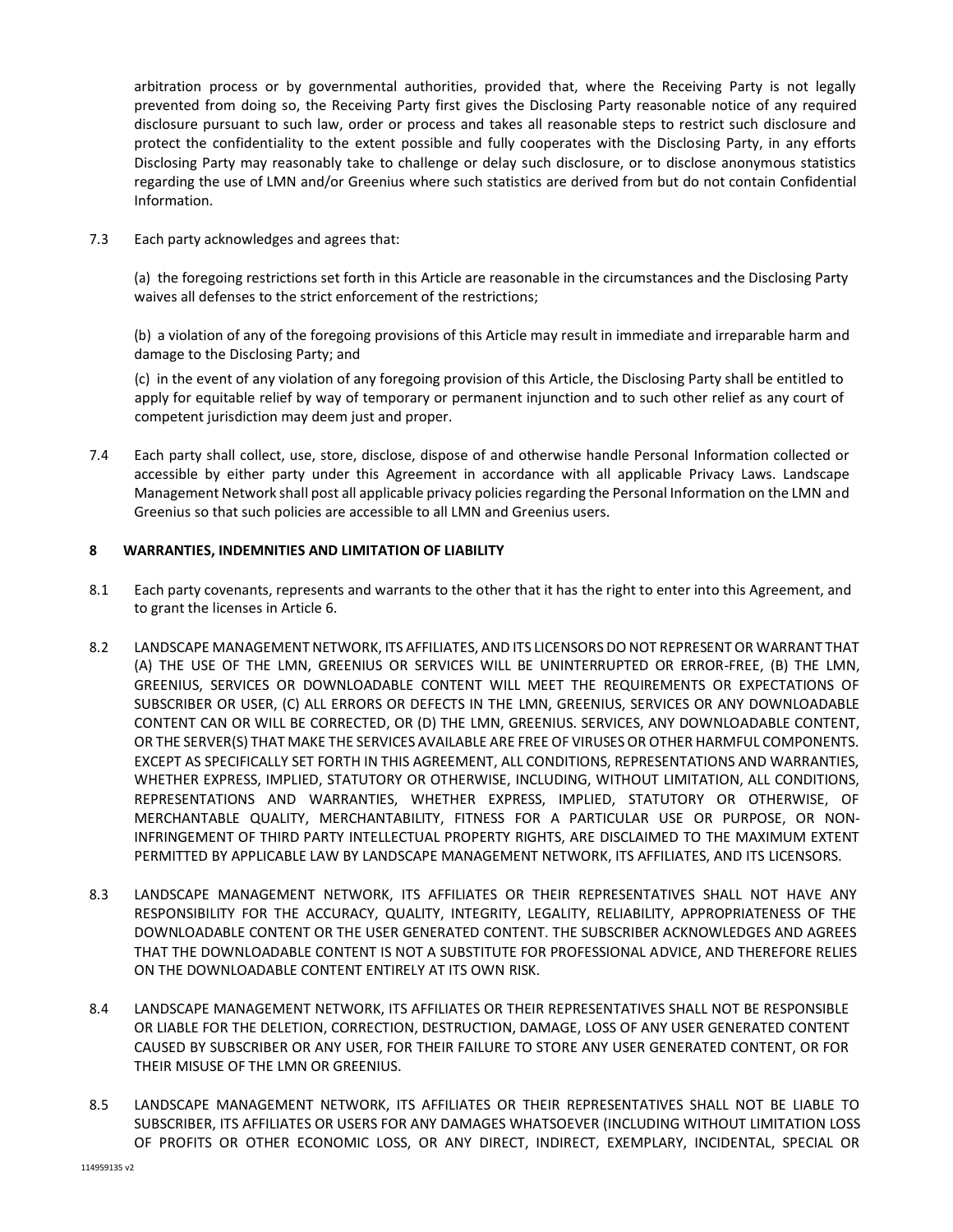arbitration process or by governmental authorities, provided that, where the Receiving Party is not legally prevented from doing so, the Receiving Party first gives the Disclosing Party reasonable notice of any required disclosure pursuant to such law, order or process and takes all reasonable steps to restrict such disclosure and protect the confidentiality to the extent possible and fully cooperates with the Disclosing Party, in any efforts Disclosing Party may reasonably take to challenge or delay such disclosure, or to disclose anonymous statistics regarding the use of LMN and/or Greenius where such statistics are derived from but do not contain Confidential Information.

7.3 Each party acknowledges and agrees that:

(a) the foregoing restrictions set forth in this Article are reasonable in the circumstances and the Disclosing Party waives all defenses to the strict enforcement of the restrictions;

(b) a violation of any of the foregoing provisions of this Article may result in immediate and irreparable harm and damage to the Disclosing Party; and

(c) in the event of any violation of any foregoing provision of this Article, the Disclosing Party shall be entitled to apply for equitable relief by way of temporary or permanent injunction and to such other relief as any court of competent jurisdiction may deem just and proper.

7.4 Each party shall collect, use, store, disclose, dispose of and otherwise handle Personal Information collected or accessible by either party under this Agreement in accordance with all applicable Privacy Laws. Landscape Management Network shall post all applicable privacy policies regarding the Personal Information on the LMN and Greenius so that such policies are accessible to all LMN and Greenius users.

## 8 WARRANTIES, INDEMNITIES AND LIMITATION OF LIABILITY

8.1 Each party covenants, represents and warrants to the other that it has the right to enter into this Agreement, and to grant the licenses in Article 6.

8.2 LANDSCAPE MANAGEMENT NETWORK, ITS AFFILIATES, AND ITS LICENSORS DO NOT REPRESENT OR WARRANT THAT (A) THE USE OF THE LMN, GREENIUS OR SERVICES WILL BE UNINTERRUPTED OR ERROR-FREE, (B) THE LMN, GREENIUS, SERVICES OR DOWNLOADABLE CONTENT WILL MEET THE REQUIREMENTS OR EXPECTATIONS OF SUBSCRIBER OR USER, (C) ALL ERRORS OR DEFECTS IN THE LMN, GREENIUS, SERVICES OR ANY DOWNLOADABLE CONTENT CAN OR WILL BE CORRECTED, OR (D) THE LMN, GREENIUS. SERVICES, ANY DOWNLOADABLE CONTENT, OR THE SERVER(S) THAT MAKE THE SERVICES AVAILABLE ARE FREE OF VIRUSES OR OTHER HARMFUL COMPONENTS. EXCEPT AS SPECIFICALLY SET FORTH IN THIS AGREEMENT, ALL CONDITIONS, REPRESENTATIONS AND WARRANTIES, WHETHER EXPRESS, IMPLIED, STATUTORY OR OTHERWISE, INCLUDING, WITHOUT LIMITATION, ALL CONDITIONS, REPRESENTATIONS AND WARRANTIES, WHETHER EXPRESS, IMPLIED, STATUTORY OR OTHERWISE, OF MERCHANTABLE QUALITY, MERCHANTABILITY, FITNESS FOR A PARTICULAR USE OR PURPOSE, OR NON-INFRINGEMENT OF THIRD PARTY INTELLECTUAL PROPERTY RIGHTS, ARE DISCLAIMED TO THE MAXIMUM EXTENT PERMITTED BY APPLICABLE LAW BY LANDSCAPE MANAGEMENT NETWORK, ITS AFFILIATES, AND ITS LICENSORS.

8.3 LANDSCAPE MANAGEMENT NETWORK, ITS AFFILIATES OR THEIR REPRESENTATIVES SHALL NOT HAVE ANY RESPONSIBILITY FOR THE ACCURACY, QUALITY, INTEGRITY, LEGALITY, RELIABILITY, APPROPRIATENESS OF THE DOWNLOADABLE CONTENT OR THE USER GENERATED CONTENT. THE SUBSCRIBER ACKNOWLEDGES AND AGREES THAT THE DOWNLOADABLE CONTENT IS NOT A SUBSTITUTE FOR PROFESSIONAL ADVICE, AND THEREFORE RELIES ON THE DOWNLOADABLE CONTENT ENTIRELY AT ITS OWN RISK.

8.4 LANDSCAPE MANAGEMENT NETWORK, ITS AFFILIATES OR THEIR REPRESENTATIVES SHALL NOT BE RESPONSIBLE OR LIABLE FOR THE DELETION, CORRECTION, DESTRUCTION, DAMAGE, LOSS OF ANY USER GENERATED CONTENT CAUSED BY SUBSCRIBER OR ANY USER, FOR THEIR FAILURE TO STORE ANY USER GENERATED CONTENT, OR FOR THEIR MISUSE OF THE LMN OR GREENIUS.

8.5 LANDSCAPE MANAGEMENT NETWORK, ITS AFFILIATES OR THEIR REPRESENTATIVES SHALL NOT BE LIABLE TO SUBSCRIBER, ITS AFFILIATES OR USERS FOR ANY DAMAGES WHATSOEVER (INCLUDING WITHOUT LIMITATION LOSS OF PROFITS OR OTHER ECONOMIC LOSS, OR ANY DIRECT, INDIRECT, EXEMPLARY, INCIDENTAL, SPECIAL OR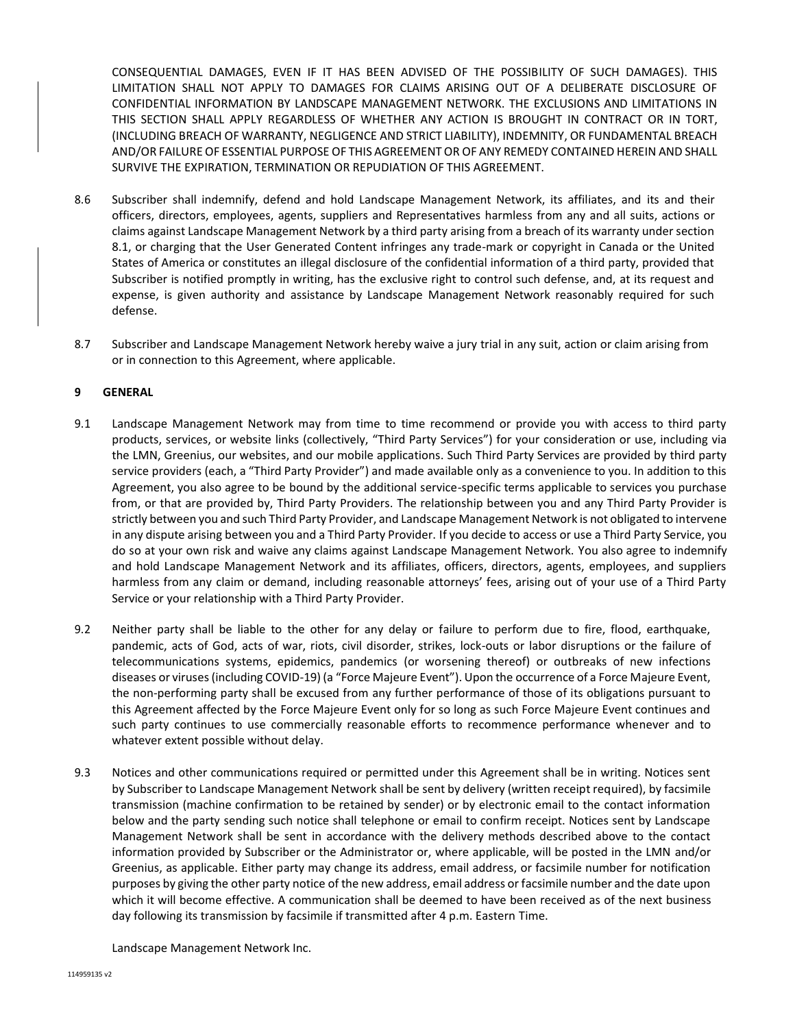CONSEQUENTIAL DAMAGES, EVEN IF IT HAS BEEN ADVISED OF THE POSSIBILITY OF SUCH DAMAGES). THIS LIMITATION SHALL NOT APPLY TO DAMAGES FOR CLAIMS ARISING OUT OF A DELIBERATE DISCLOSURE OF CONFIDENTIAL INFORMATION BY LANDSCAPE MANAGEMENT NETWORK. THE EXCLUSIONS AND LIMITATIONS IN THIS SECTION SHALL APPLY REGARDLESS OF WHETHER ANY ACTION IS BROUGHT IN CONTRACT OR IN TORT, (INCLUDING BREACH OF WARRANTY, NEGLIGENCE AND STRICT LIABILITY), INDEMNITY, OR FUNDAMENTAL BREACH AND/OR FAILURE OF ESSENTIAL PURPOSE OF THIS AGREEMENT OR OF ANY REMEDY CONTAINED HEREIN AND SHALL SURVIVE THE EXPIRATION, TERMINATION OR REPUDIATION OF THIS AGREEMENT.

8.6 Subscriber shall indemnify, defend and hold Landscape Management Network, its affiliates, and its and their officers, directors, employees, agents, suppliers and Representatives harmless from any and all suits, actions or claims against Landscape Management Network by a third party arising from a breach of its warranty under section 8.1, or charging that the User Generated Content infringes any trade-mark or copyright in Canada or the United States of America or constitutes an illegal disclosure of the confidential information of a third party, provided that Subscriber is notified promptly in writing, has the exclusive right to control such defense, and, at its request and expense, is given authority and assistance by Landscape Management Network reasonably required for such defense.

8.7 Subscriber and Landscape Management Network hereby waive a jury trial in any suit, action or claim arising from or in connection to this Agreement, where applicable.

## 9 GENERAL

9.1 Landscape Management Network may from time to time recommend or provide you with access to third party products, services, or website links (collectively, "Third Party Services") for your consideration or use, including via the LMN, Greenius, our websites, and our mobile applications. Such Third Party Services are provided by third party service providers (each, a "Third Party Provider") and made available only as a convenience to you. In addition to this Agreement, you also agree to be bound by the additional service-specific terms applicable to services you purchase from, or that are provided by, Third Party Providers. The relationship between you and any Third Party Provider is strictly between you and such Third Party Provider, and Landscape Management Network is not obligated to intervene in any dispute arising between you and a Third Party Provider. If you decide to access or use a Third Party Service, you do so at your own risk and waive any claims against Landscape Management Network. You also agree to indemnify and hold Landscape Management Network and its affiliates, officers, directors, agents, employees, and suppliers harmless from any claim or demand, including reasonable attorneys' fees, arising out of your use of a Third Party Service or your relationship with a Third Party Provider.

9.2 Neither party shall be liable to the other for any delay or failure to perform due to fire, flood, earthquake, pandemic, acts of God, acts of war, riots, civil disorder, strikes, lock-outs or labor disruptions or the failure of telecommunications systems, epidemics, pandemics (or worsening thereof) or outbreaks of new infections diseases or viruses (including COVID-19) (a "Force Majeure Event"). Upon the occurrence of a Force Majeure Event, the non-performing party shall be excused from any further performance of those of its obligations pursuant to this Agreement affected by the Force Majeure Event only for so long as such Force Majeure Event continues and such party continues to use commercially reasonable efforts to recommence performance whenever and to whatever extent possible without delay.

9.3 Notices and other communications required or permitted under this Agreement shall be in writing. Notices sent by Subscriber to Landscape Management Network shall be sent by delivery (written receipt required), by facsimile transmission (machine confirmation to be retained by sender) or by electronic email to the contact information below and the party sending such notice shall telephone or email to confirm receipt. Notices sent by Landscape Management Network shall be sent in accordance with the delivery methods described above to the contact information provided by Subscriber or the Administrator or, where applicable, will be posted in the LMN and/or Greenius, as applicable. Either party may change its address, email address, or facsimile number for notification purposes by giving the other party notice of the new address, email address or facsimile number and the date upon which it will become effective. A communication shall be deemed to have been received as of the next business day following its transmission by facsimile if transmitted after 4 p.m. Eastern Time.

Landscape Management Network Inc.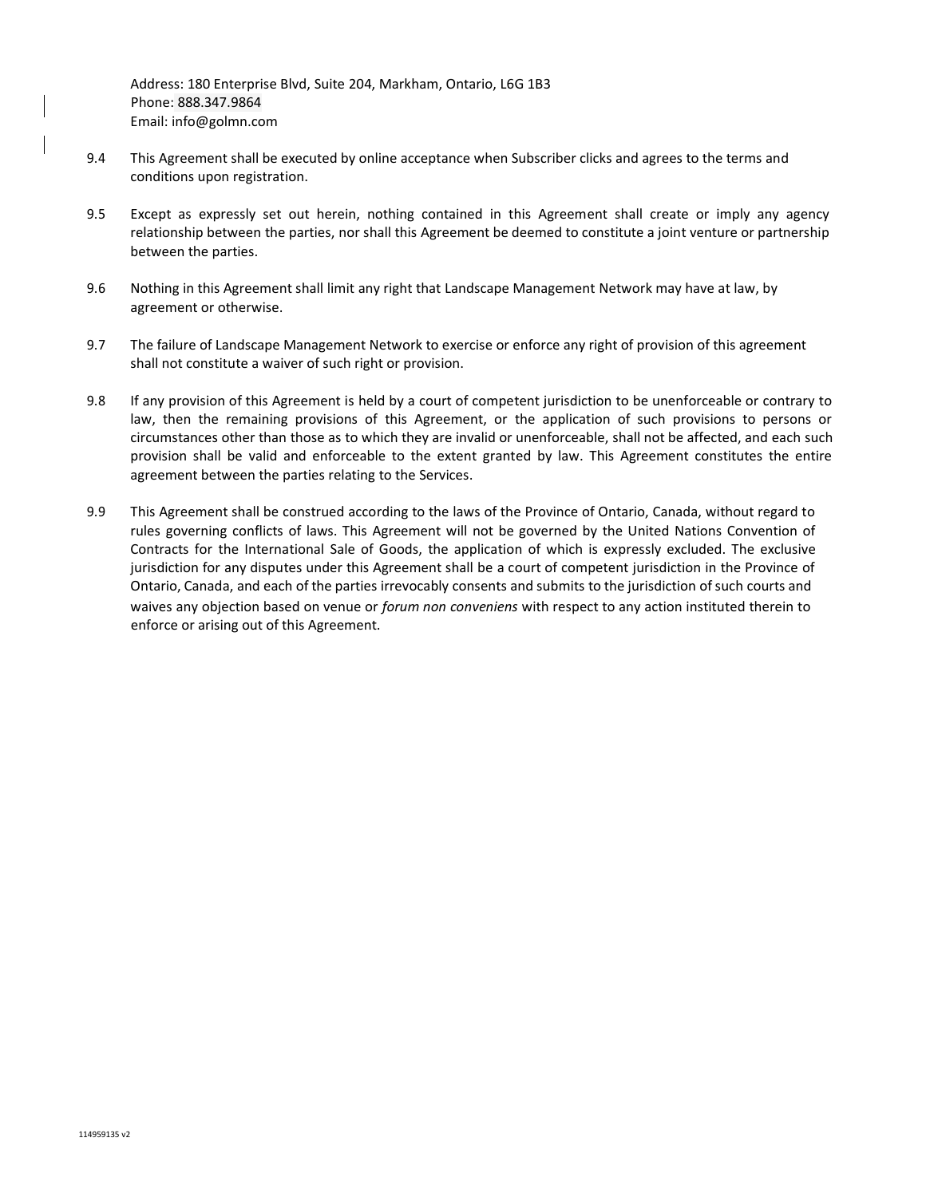Address: 180 Enterprise Blvd, Suite 204, Markham, Ontario, L6G 1B3
Phone: 888.347.9864
Email: info@golmn.com

9.4 This Agreement shall be executed by online acceptance when Subscriber clicks and agrees to the terms and conditions upon registration.

9.5 Except as expressly set out herein, nothing contained in this Agreement shall create or imply any agency relationship between the parties, nor shall this Agreement be deemed to constitute a joint venture or partnership between the parties.

9.6 Nothing in this Agreement shall limit any right that Landscape Management Network may have at law, by agreement or otherwise.

9.7 The failure of Landscape Management Network to exercise or enforce any right of provision of this agreement shall not constitute a waiver of such right or provision.

9.8 If any provision of this Agreement is held by a court of competent jurisdiction to be unenforceable or contrary to law, then the remaining provisions of this Agreement, or the application of such provisions to persons or circumstances other than those as to which they are invalid or unenforceable, shall not be affected, and each such provision shall be valid and enforceable to the extent granted by law. This Agreement constitutes the entire agreement between the parties relating to the Services.

9.9 This Agreement shall be construed according to the laws of the Province of Ontario, Canada, without regard to rules governing conflicts of laws. This Agreement will not be governed by the United Nations Convention of Contracts for the International Sale of Goods, the application of which is expressly excluded. The exclusive jurisdiction for any disputes under this Agreement shall be a court of competent jurisdiction in the Province of Ontario, Canada, and each of the parties irrevocably consents and submits to the jurisdiction of such courts and waives any objection based on venue or *forum non conveniens* with respect to any action instituted therein to enforce or arising out of this Agreement.

114959135 v2